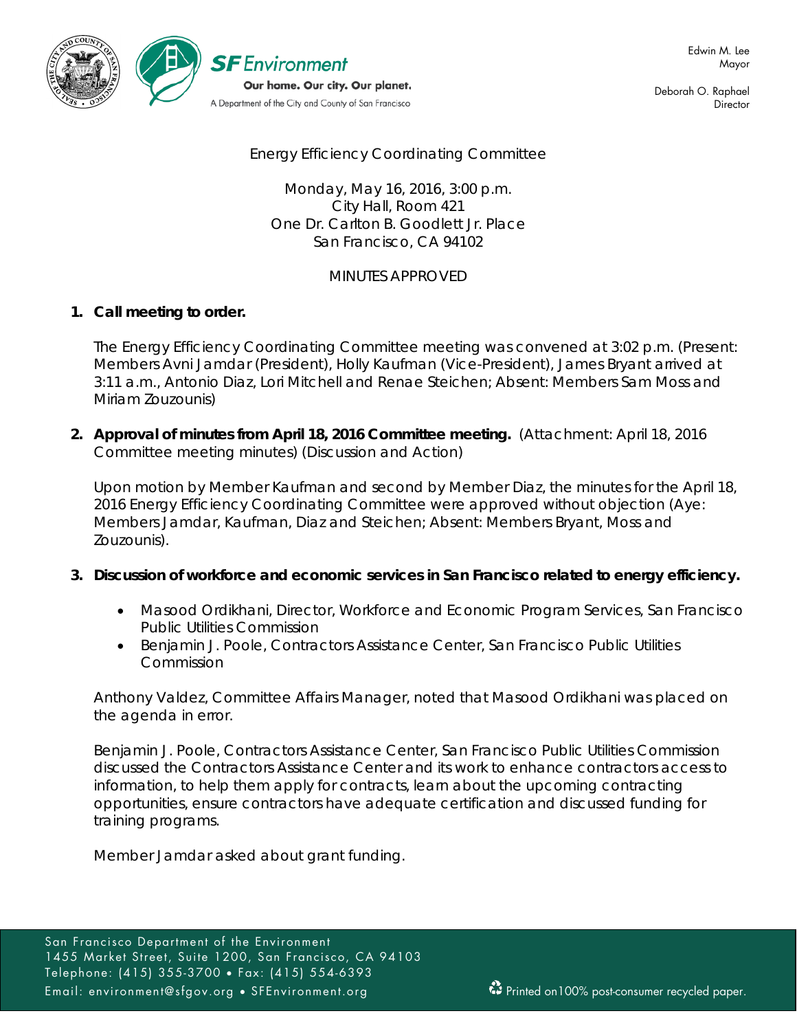Edwin M. Lee
Mayor

Deborah O. Raphael
Director

SF Environment
Our home. Our city. Our planet.
A Department of the City and County of San Francisco

Energy Efficiency Coordinating Committee

Monday, May 16, 2016, 3:00 p.m.
City Hall, Room 421
One Dr. Carlton B. Goodlett Jr. Place
San Francisco, CA 94102

MINUTES APPROVED

1. **Call meeting to order.**

   The Energy Efficiency Coordinating Committee meeting was convened at 3:02 p.m. (Present: Members Avni Jamdar (President), Holly Kaufman (Vice-President), James Bryant arrived at 3:11 a.m., Antonio Diaz, Lori Mitchell and Renae Steichen; Absent: Members Sam Moss and Miriam Zouzounis)

2. **Approval of minutes from April 18, 2016 Committee meeting.** (Attachment: April 18, 2016 Committee meeting minutes) (Discussion and Action)

   Upon motion by Member Kaufman and second by Member Diaz, the minutes for the April 18, 2016 Energy Efficiency Coordinating Committee were approved without objection (Aye: Members Jamdar, Kaufman, Diaz and Steichen; Absent: Members Bryant, Moss and Zouzounis).

3. **Discussion of workforce and economic services in San Francisco related to energy efficiency.**

   - Masood Ordikhani, Director, Workforce and Economic Program Services, San Francisco Public Utilities Commission
   - Benjamin J. Poole, Contractors Assistance Center, San Francisco Public Utilities Commission

   Anthony Valdez, Committee Affairs Manager, noted that Masood Ordikhani was placed on the agenda in error.

   Benjamin J. Poole, Contractors Assistance Center, San Francisco Public Utilities Commission discussed the Contractors Assistance Center and its work to enhance contractors access to information, to help them apply for contracts, learn about the upcoming contracting opportunities, ensure contractors have adequate certification and discussed funding for training programs.

   Member Jamdar asked about grant funding.

San Francisco Department of the Environment
1455 Market Street, Suite 1200, San Francisco, CA 94103
Telephone: (415) 355-3700 • Fax: (415) 554-6393
Email: environment@sfgov.org • SFEnvironment.org

Printed on100% post-consumer recycled paper.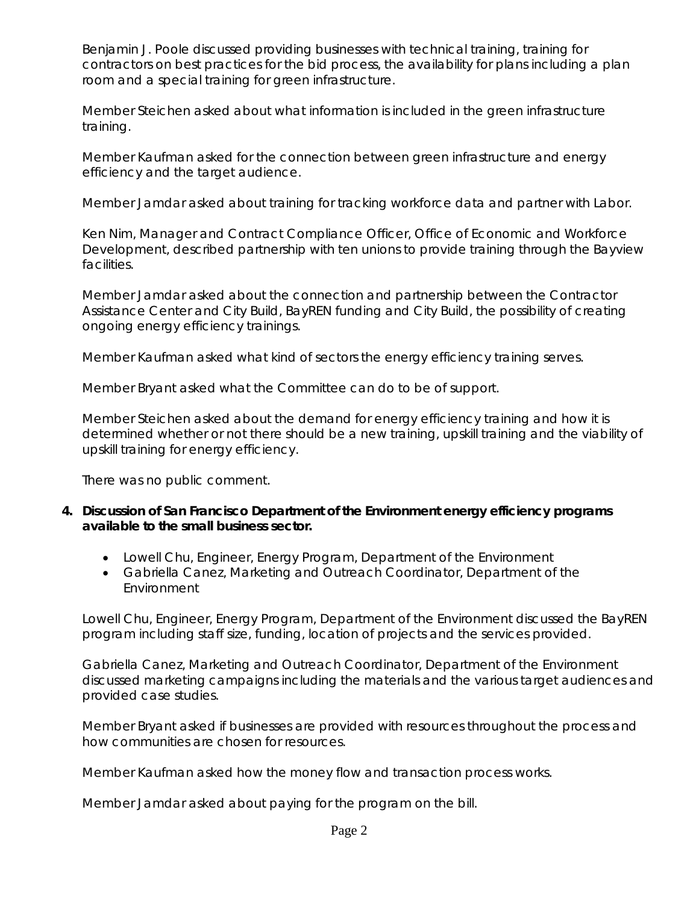Benjamin J. Poole discussed providing businesses with technical training, training for contractors on best practices for the bid process, the availability for plans including a plan room and a special training for green infrastructure.

Member Steichen asked about what information is included in the green infrastructure training.

Member Kaufman asked for the connection between green infrastructure and energy efficiency and the target audience.

Member Jamdar asked about training for tracking workforce data and partner with Labor.

Ken Nim, Manager and Contract Compliance Officer, Office of Economic and Workforce Development, described partnership with ten unions to provide training through the Bayview facilities.

Member Jamdar asked about the connection and partnership between the Contractor Assistance Center and City Build, BayREN funding and City Build, the possibility of creating ongoing energy efficiency trainings.

Member Kaufman asked what kind of sectors the energy efficiency training serves.

Member Bryant asked what the Committee can do to be of support.

Member Steichen asked about the demand for energy efficiency training and how it is determined whether or not there should be a new training, upskill training and the viability of upskill training for energy efficiency.

There was no public comment.

4. **Discussion of San Francisco Department of the Environment energy efficiency programs available to the small business sector.**

    - Lowell Chu, Engineer, Energy Program, Department of the Environment
    - Gabriella Canez, Marketing and Outreach Coordinator, Department of the Environment

Lowell Chu, Engineer, Energy Program, Department of the Environment discussed the BayREN program including staff size, funding, location of projects and the services provided.

Gabriella Canez, Marketing and Outreach Coordinator, Department of the Environment discussed marketing campaigns including the materials and the various target audiences and provided case studies.

Member Bryant asked if businesses are provided with resources throughout the process and how communities are chosen for resources.

Member Kaufman asked how the money flow and transaction process works.

Member Jamdar asked about paying for the program on the bill.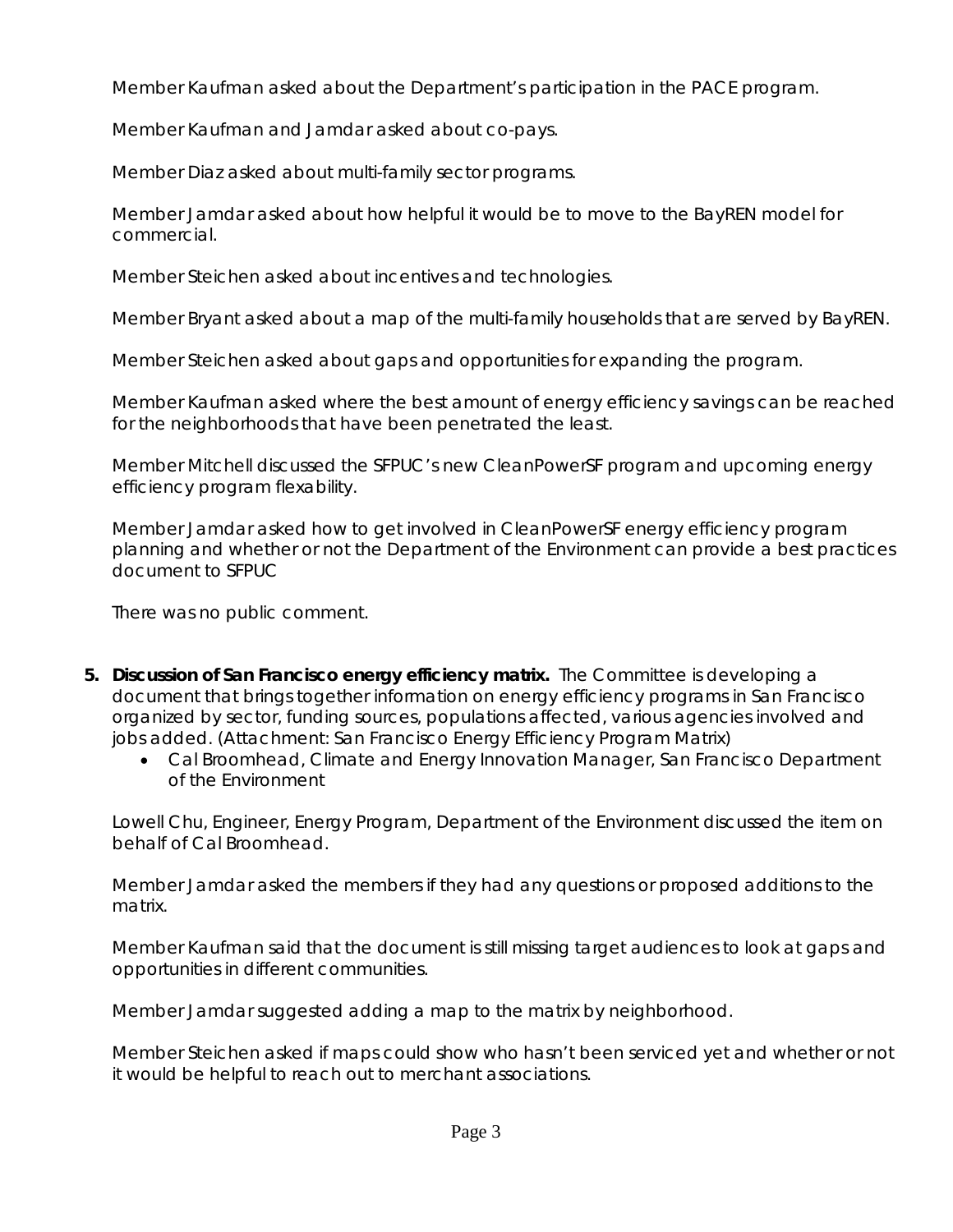Member Kaufman asked about the Department's participation in the PACE program.

Member Kaufman and Jamdar asked about co-pays.

Member Diaz asked about multi-family sector programs.

Member Jamdar asked about how helpful it would be to move to the BayREN model for commercial.

Member Steichen asked about incentives and technologies.

Member Bryant asked about a map of the multi-family households that are served by BayREN.

Member Steichen asked about gaps and opportunities for expanding the program.

Member Kaufman asked where the best amount of energy efficiency savings can be reached for the neighborhoods that have been penetrated the least.

Member Mitchell discussed the SFPUC's new CleanPowerSF program and upcoming energy efficiency program flexability.

Member Jamdar asked how to get involved in CleanPowerSF energy efficiency program planning and whether or not the Department of the Environment can provide a best practices document to SFPUC

There was no public comment.

5. **Discussion of San Francisco energy efficiency matrix.** The Committee is developing a document that brings together information on energy efficiency programs in San Francisco organized by sector, funding sources, populations affected, various agencies involved and jobs added. (Attachment: San Francisco Energy Efficiency Program Matrix)
   - Cal Broomhead, Climate and Energy Innovation Manager, San Francisco Department of the Environment

Lowell Chu, Engineer, Energy Program, Department of the Environment discussed the item on behalf of Cal Broomhead.

Member Jamdar asked the members if they had any questions or proposed additions to the matrix.

Member Kaufman said that the document is still missing target audiences to look at gaps and opportunities in different communities.

Member Jamdar suggested adding a map to the matrix by neighborhood.

Member Steichen asked if maps could show who hasn't been serviced yet and whether or not it would be helpful to reach out to merchant associations.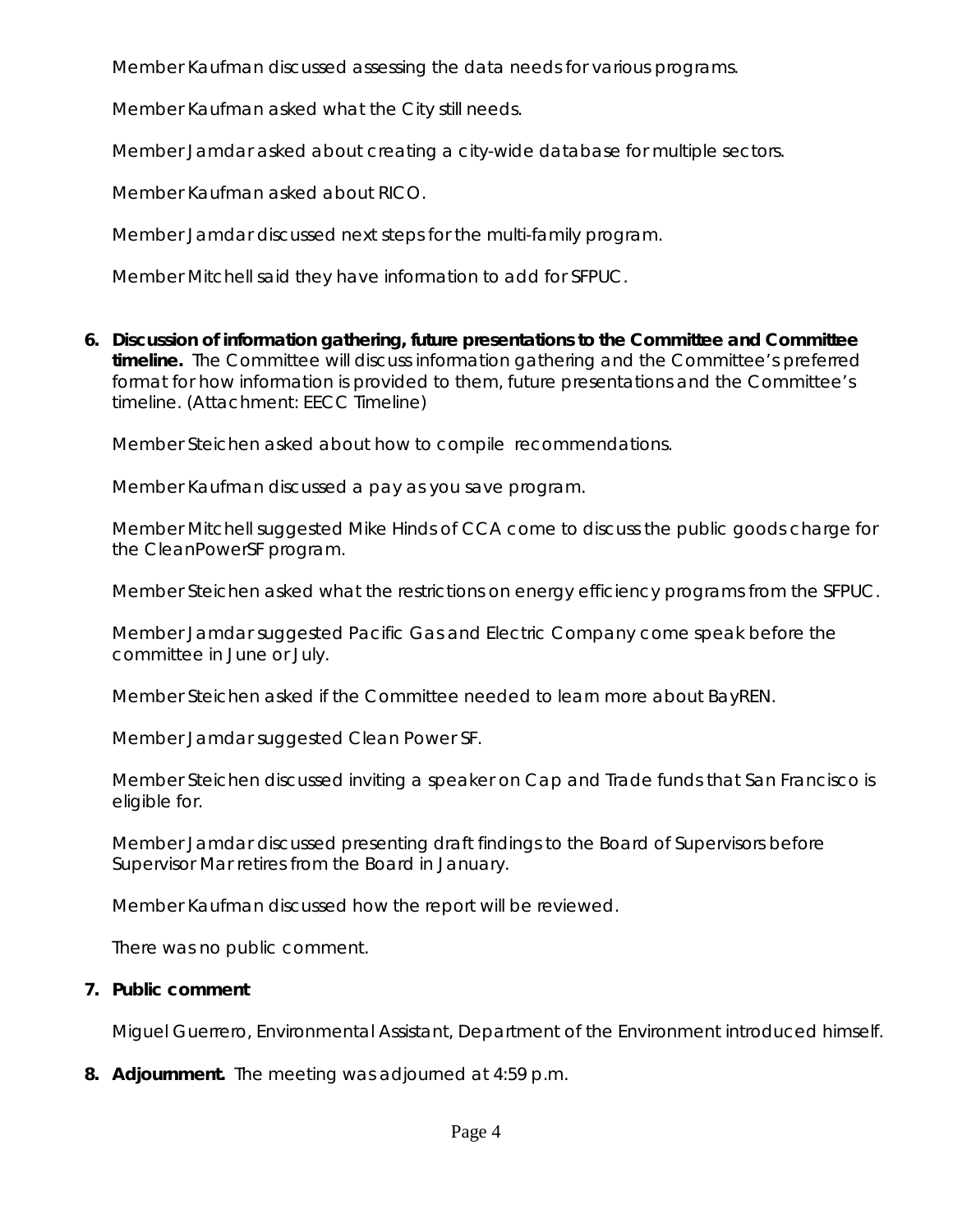Member Kaufman discussed assessing the data needs for various programs.

Member Kaufman asked what the City still needs.

Member Jamdar asked about creating a city-wide database for multiple sectors.

Member Kaufman asked about RICO.

Member Jamdar discussed next steps for the multi-family program.

Member Mitchell said they have information to add for SFPUC.

6. **Discussion of information gathering, future presentations to the Committee and Committee timeline.** The Committee will discuss information gathering and the Committee's preferred format for how information is provided to them, future presentations and the Committee's timeline. (Attachment: EECC Timeline)

   Member Steichen asked about how to compile recommendations.

   Member Kaufman discussed a pay as you save program.

   Member Mitchell suggested Mike Hinds of CCA come to discuss the public goods charge for the CleanPowerSF program.

   Member Steichen asked what the restrictions on energy efficiency programs from the SFPUC.

   Member Jamdar suggested Pacific Gas and Electric Company come speak before the committee in June or July.

   Member Steichen asked if the Committee needed to learn more about BayREN.

   Member Jamdar suggested Clean Power SF.

   Member Steichen discussed inviting a speaker on Cap and Trade funds that San Francisco is eligible for.

   Member Jamdar discussed presenting draft findings to the Board of Supervisors before Supervisor Mar retires from the Board in January.

   Member Kaufman discussed how the report will be reviewed.

   There was no public comment.

7. **Public comment**

   Miguel Guerrero, Environmental Assistant, Department of the Environment introduced himself.

8. **Adjournment.** The meeting was adjourned at 4:59 p.m.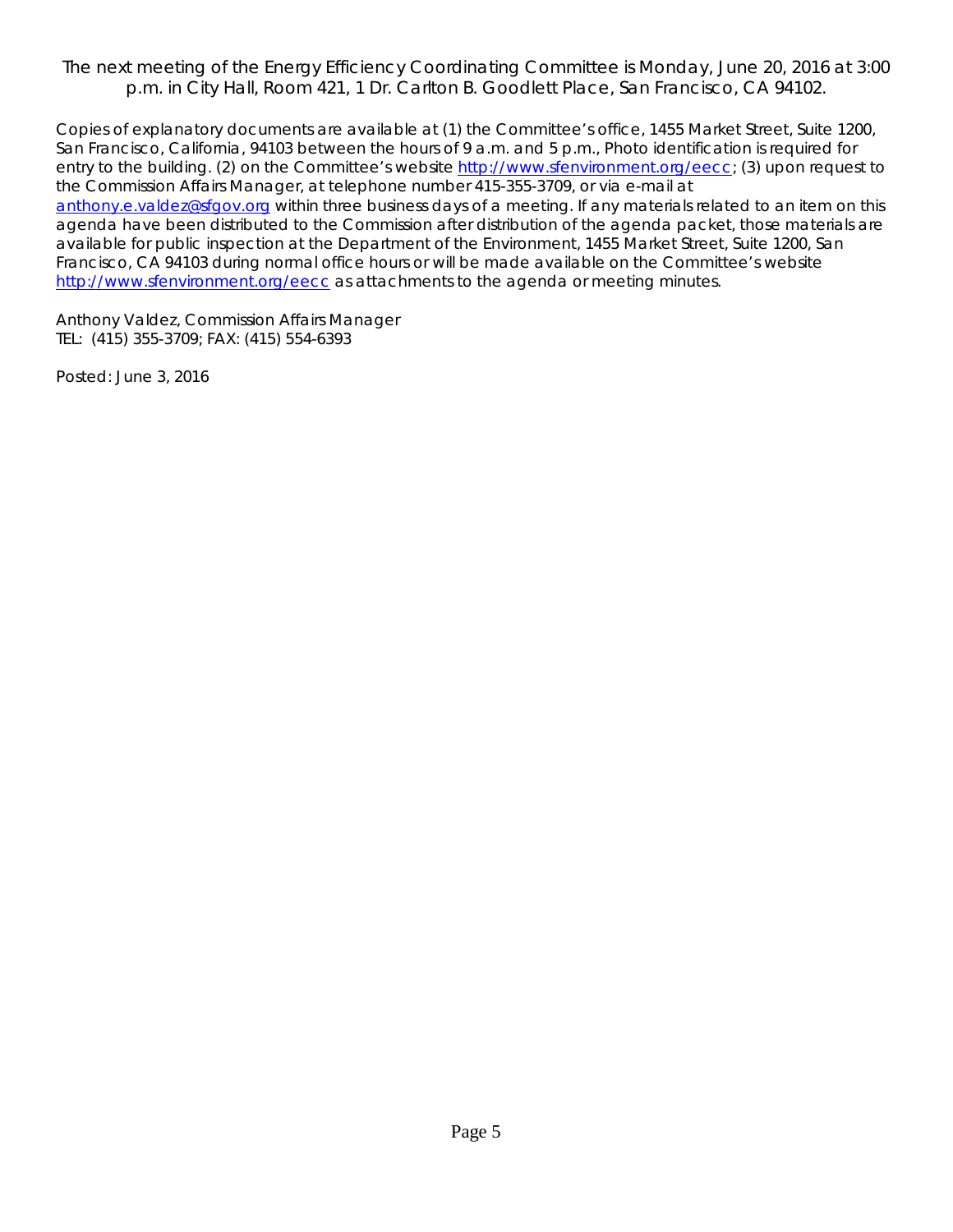The next meeting of the Energy Efficiency Coordinating Committee is Monday, June 20, 2016 at 3:00 p.m. in City Hall, Room 421, 1 Dr. Carlton B. Goodlett Place, San Francisco, CA 94102.

Copies of explanatory documents are available at (1) the Committee's office, 1455 Market Street, Suite 1200, San Francisco, California, 94103 between the hours of 9 a.m. and 5 p.m., Photo identification is required for entry to the building. (2) on the Committee's website [http://www.sfenvironment.org/eecc](http://www.sfenvironment.org/eecc); (3) upon request to the Commission Affairs Manager, at telephone number 415-355-3709, or via e-mail at [anthony.e.valdez@sfgov.org](mailto:anthony.e.valdez@sfgov.org) within three business days of a meeting. If any materials related to an item on this agenda have been distributed to the Commission after distribution of the agenda packet, those materials are available for public inspection at the Department of the Environment, 1455 Market Street, Suite 1200, San Francisco, CA 94103 during normal office hours or will be made available on the Committee's website [http://www.sfenvironment.org/eecc](http://www.sfenvironment.org/eecc) as attachments to the agenda or meeting minutes.

Anthony Valdez, Commission Affairs Manager
TEL: (415) 355-3709; FAX: (415) 554-6393

Posted: June 3, 2016